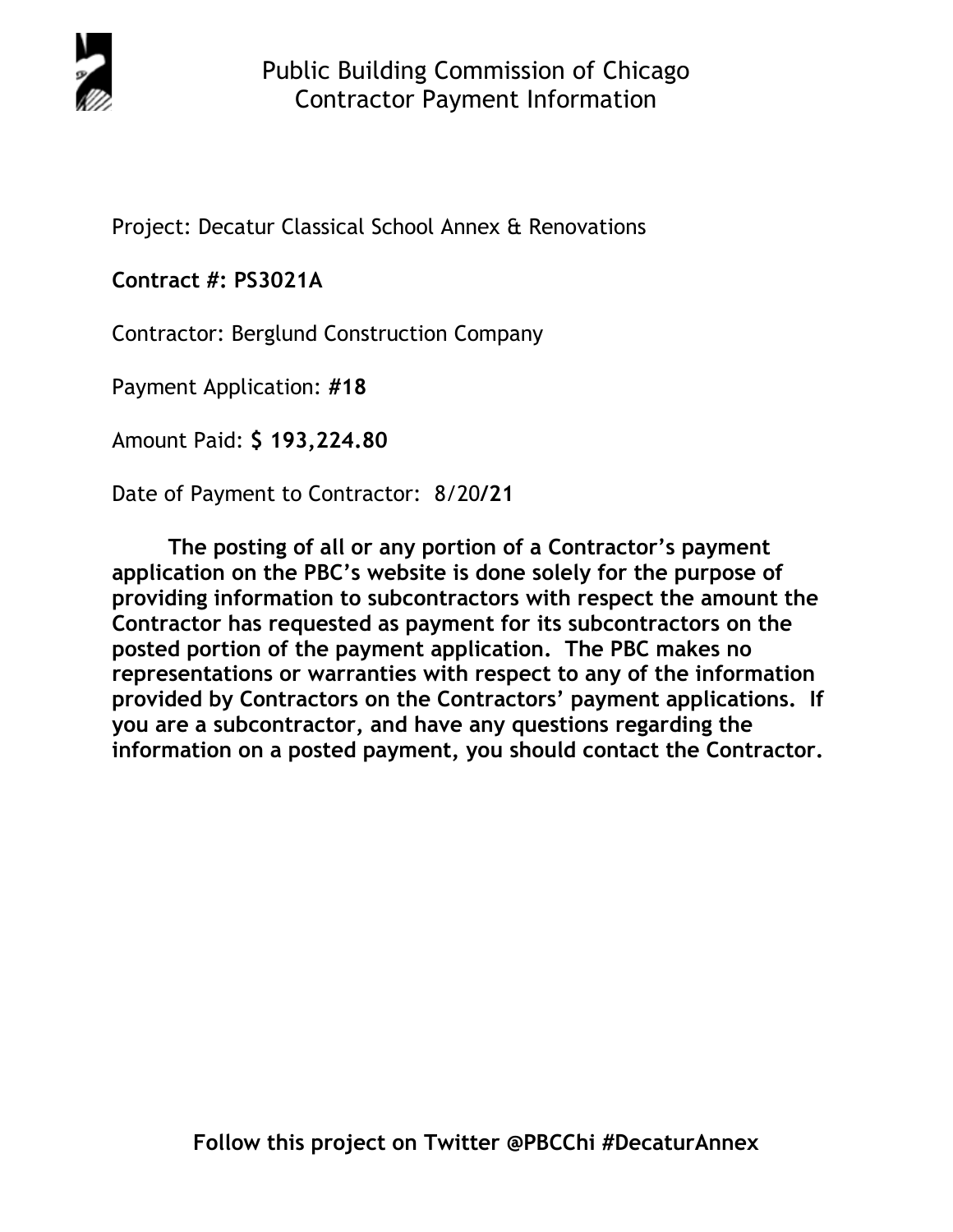# Public Building Commission of Chicago
## Contractor Payment Information

Project: Decatur Classical School Annex & Renovations

**Contract #: PS3021A**

Contractor: Berglund Construction Company

Payment Application: **#18**

Amount Paid: **$ 193,224.80**

Date of Payment to Contractor: 8/20/**21**

**The posting of all or any portion of a Contractor's payment application on the PBC's website is done solely for the purpose of providing information to subcontractors with respect the amount the Contractor has requested as payment for its subcontractors on the posted portion of the payment application. The PBC makes no representations or warranties with respect to any of the information provided by Contractors on the Contractors' payment applications. If you are a subcontractor, and have any questions regarding the information on a posted payment, you should contact the Contractor.**

**Follow this project on Twitter @PBCChi #DecaturAnnex**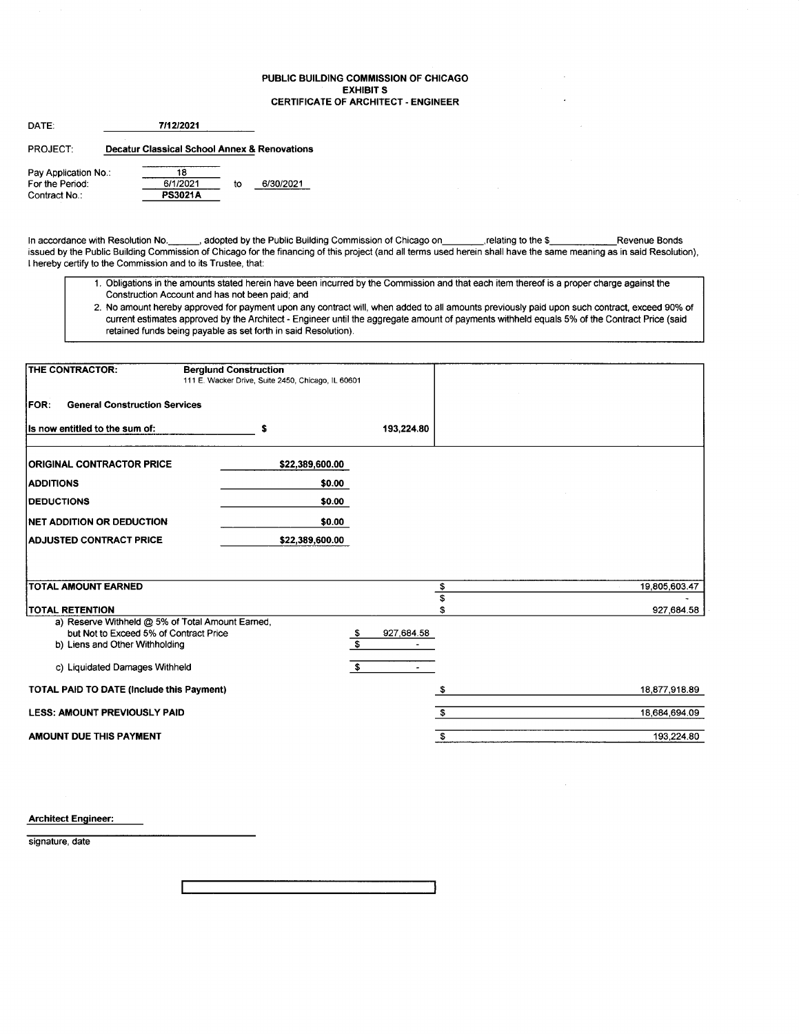**PUBLIC BUILDING COMMISSION OF CHICAGO**
**EXHIBIT S**
**CERTIFICATE OF ARCHITECT - ENGINEER**

DATE: **7/12/2021**

PROJECT: **Decatur Classical School Annex & Renovations**

Pay Application No.: 18
For the Period: 6/1/2021 to 6/30/2021
Contract No.: **PS3021A**

In accordance with Resolution No.______, adopted by the Public Building Commission of Chicago on________,relating to the $____________Revenue Bonds issued by the Public Building Commission of Chicago for the financing of this project (and all terms used herein shall have the same meaning as in said Resolution), I hereby certify to the Commission and to its Trustee, that:

1. Obligations in the amounts stated herein have been incurred by the Commission and that each item thereof is a proper charge against the Construction Account and has not been paid; and
2. No amount hereby approved for payment upon any contract will, when added to all amounts previously paid upon such contract, exceed 90% of current estimates approved by the Architect - Engineer until the aggregate amount of payments withheld equals 5% of the Contract Price (said retained funds being payable as set forth in said Resolution).

**THE CONTRACTOR:** **Berglund Construction**
111 E. Wacker Drive, Suite 2450, Chicago, IL 60601

**FOR: General Construction Services**

**Is now entitled to the sum of:** $ 193,224.80

| | | | |
|---|---|---|---|
| **ORIGINAL CONTRACTOR PRICE** | $22,389,600.00 | | |
| **ADDITIONS** | $0.00 | | |
| **DEDUCTIONS** | $0.00 | | |
| **NET ADDITION OR DEDUCTION** | $0.00 | | |
| **ADJUSTED CONTRACT PRICE** | $22,389,600.00 | | |
| **TOTAL AMOUNT EARNED** | | | $ 19,805,603.47 |
| | | | $ - |
| **TOTAL RETENTION** | | | $ 927,684.58 |
| a) Reserve Withheld @ 5% of Total Amount Earned, but Not to Exceed 5% of Contract Price | | $ 927,684.58 | |
| b) Liens and Other Withholding | | $ - | |
| c) Liquidated Damages Withheld | | $ - | |
| **TOTAL PAID TO DATE (Include this Payment)** | | | $ 18,877,918.89 |
| **LESS: AMOUNT PREVIOUSLY PAID** | | | $ 18,684,694.09 |
| **AMOUNT DUE THIS PAYMENT** | | | $ 193,224.80 |

**Architect Engineer:**

signature, date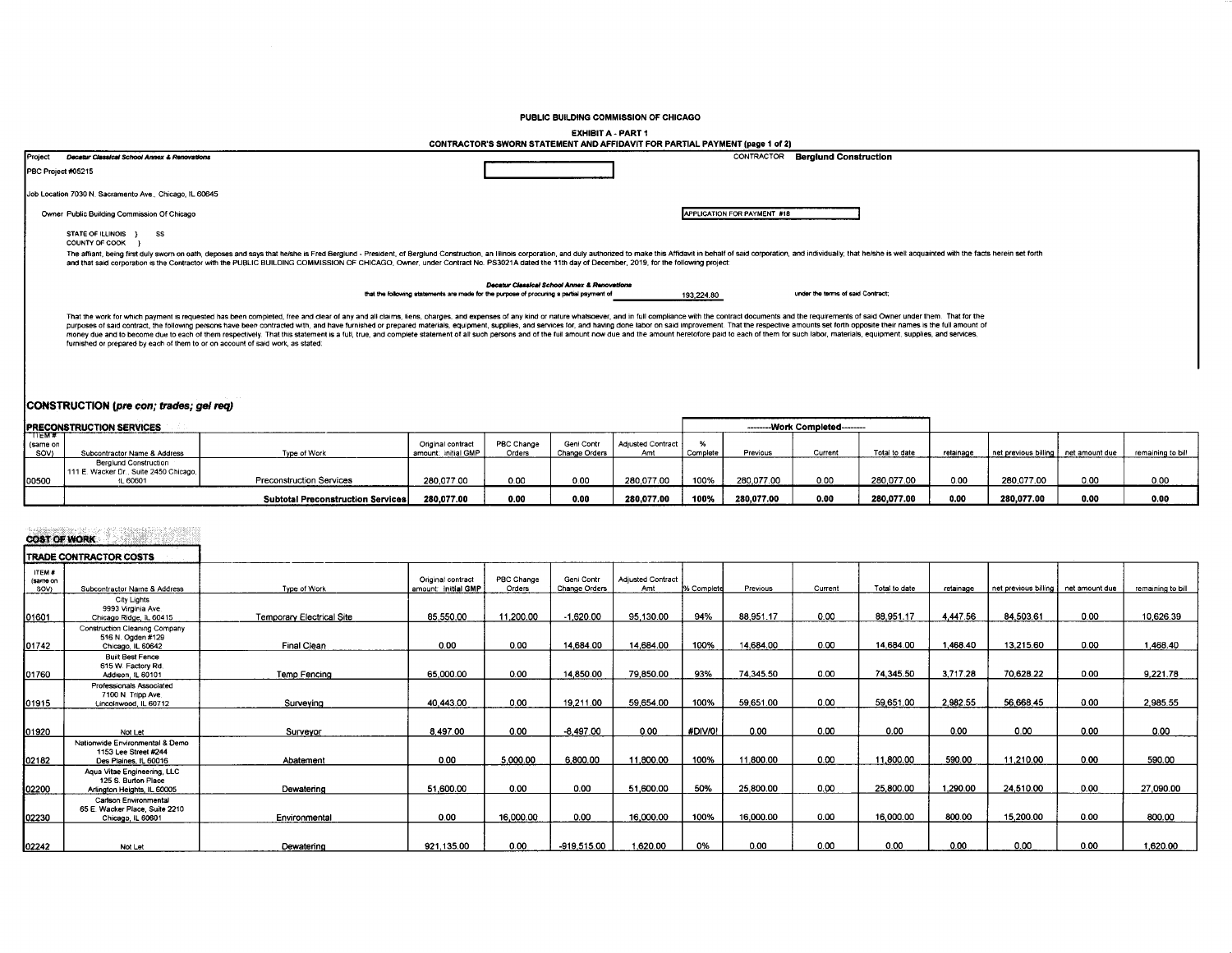**PUBLIC BUILDING COMMISSION OF CHICAGO**

**EXHIBIT A - PART 1**

**CONTRACTOR'S SWORN STATEMENT AND AFFIDAVIT FOR PARTIAL PAYMENT (page 1 of 2)**

Project ***Decatur Classical School Annex & Renovations***

CONTRACTOR **Berglund Construction**

PBC Project #05215

Job Location 7030 N. Sacramento Ave., Chicago, IL 60645

Owner Public Building Commission Of Chicago

APPLICATION FOR PAYMENT #18

STATE OF ILLINOIS } SS
COUNTY OF COOK }

The affiant, being first duly sworn on oath, deposes and says that he/she is Fred Berglund - President, of Berglund Construction, an Illinois corporation, and duly authorized to make this Affidavit in behalf of said corporation, and individually; that he/she is well acquainted with the facts herein set forth and that said corporation is the Contractor with the PUBLIC BUILDING COMMISSION OF CHICAGO, Owner, under Contract No. PS3021A dated the 11th day of December, 2019, for the following project:

***Decatur Classical School Annex & Renovations***

that the following statements are made for the purpose of procuring a partial payment of 193,224.80 under the terms of said Contract;

That the work for which payment is requested has been completed, free and clear of any and all claims, liens, charges, and expenses of any kind or nature whatsoever, and in full compliance with the contract documents and the requirements of said Owner under them. That for the purposes of said contract, the following persons have been contracted with, and have furnished or prepared materials, equipment, supplies, and services for, and having done labor on said improvement. That the respective amounts set forth opposite their names is the full amount of money due and to become due to each of them respectively. That this statement is a full, true, and complete statement of all such persons and of the full amount now due and the amount heretofore paid to each of them for such labor, materials, equipment, supplies, and services, furnished or prepared by each of them to or on account of said work, as stated:

## CONSTRUCTION (*pre con; trades; gel req*)

### PRECONSTRUCTION SERVICES

| ITEM # (same on SOV) | Subcontractor Name & Address | Type of Work | Original contract amount: initial GMP | PBC Change Orders | Genl Contr Change Orders | Adjusted Contract Amt | % Complete | Previous | Current | Total to date | retainage | net previous billing | net amount due | remaining to bill |
|---|---|---|---|---|---|---|---|---|---|---|---|---|---|---|
| | | | | | | | --------Work Completed-------- | | | | | | | |
| 00500 | Berglund Construction 111 E. Wacker Dr., Suite 2450 Chicago, IL 60601 | Preconstruction Services | 280,077.00 | 0.00 | 0.00 | 280,077.00 | 100% | 280,077.00 | 0.00 | 280,077.00 | 0.00 | 280,077.00 | 0.00 | 0.00 |
| | | **Subtotal Preconstruction Services** | **280,077.00** | **0.00** | **0.00** | **280,077.00** | **100%** | **280,077.00** | **0.00** | **280,077.00** | **0.00** | **280,077.00** | **0.00** | **0.00** |

### COST OF WORK

#### TRADE CONTRACTOR COSTS

| ITEM # (same on SOV) | Subcontractor Name & Address | Type of Work | Original contract amount: Initial GMP | PBC Change Orders | Genl Contr Change Orders | Adjusted Contract Amt | % Complete | Previous | Current | Total to date | retainage | net previous billing | net amount due | remaining to bill |
|---|---|---|---|---|---|---|---|---|---|---|---|---|---|---|
| 01601 | City Lights 9993 Virginia Ave. Chicago Ridge, IL 60415 | Temporary Electrical Site | 85,550.00 | 11,200.00 | -1,620.00 | 95,130.00 | 94% | 88,951.17 | 0.00 | 88,951.17 | 4,447.56 | 84,503.61 | 0.00 | 10,626.39 |
| 01742 | Construction Cleaning Company 516 N. Ogden #129 Chicago, IL 60642 | Final Clean | 0.00 | 0.00 | 14,684.00 | 14,684.00 | 100% | 14,684.00 | 0.00 | 14,684.00 | 1,468.40 | 13,215.60 | 0.00 | 1,468.40 |
| 01760 | Built Best Fence 615 W. Factory Rd. Addison, IL 60101 | Temp Fencing | 65,000.00 | 0.00 | 14,850.00 | 79,850.00 | 93% | 74,345.50 | 0.00 | 74,345.50 | 3,717.28 | 70,628.22 | 0.00 | 9,221.78 |
| 01915 | Professionals Associated 7100 N. Tripp Ave. Lincolnwood, IL 60712 | Surveying | 40,443.00 | 0.00 | 19,211.00 | 59,654.00 | 100% | 59,651.00 | 0.00 | 59,651.00 | 2,982.55 | 56,668.45 | 0.00 | 2,985.55 |
| 01920 | Not Let | Surveyor | 8,497.00 | 0.00 | -8,497.00 | 0.00 | #DIV/0! | 0.00 | 0.00 | 0.00 | 0.00 | 0.00 | 0.00 | 0.00 |
| 02182 | Nationwide Environmental & Demo 1153 Lee Street #244 Des Plaines, IL 60016 | Abatement | 0.00 | 5,000.00 | 6,800.00 | 11,800.00 | 100% | 11,800.00 | 0.00 | 11,800.00 | 590.00 | 11,210.00 | 0.00 | 590.00 |
| 02200 | Aqua Vitae Engineering, LLC 125 S. Burton Place Arlington Heights, IL 60005 | Dewatering | 51,600.00 | 0.00 | 0.00 | 51,600.00 | 50% | 25,800.00 | 0.00 | 25,800.00 | 1,290.00 | 24,510.00 | 0.00 | 27,090.00 |
| 02230 | Carlson Environmental 65 E. Wacker Place, Suite 2210 Chicago, IL 60601 | Environmental | 0.00 | 16,000.00 | 0.00 | 16,000.00 | 100% | 16,000.00 | 0.00 | 16,000.00 | 800.00 | 15,200.00 | 0.00 | 800.00 |
| 02242 | Not Let | Dewatering | 921,135.00 | 0.00 | -919,515.00 | 1,620.00 | 0% | 0.00 | 0.00 | 0.00 | 0.00 | 0.00 | 0.00 | 1,620.00 |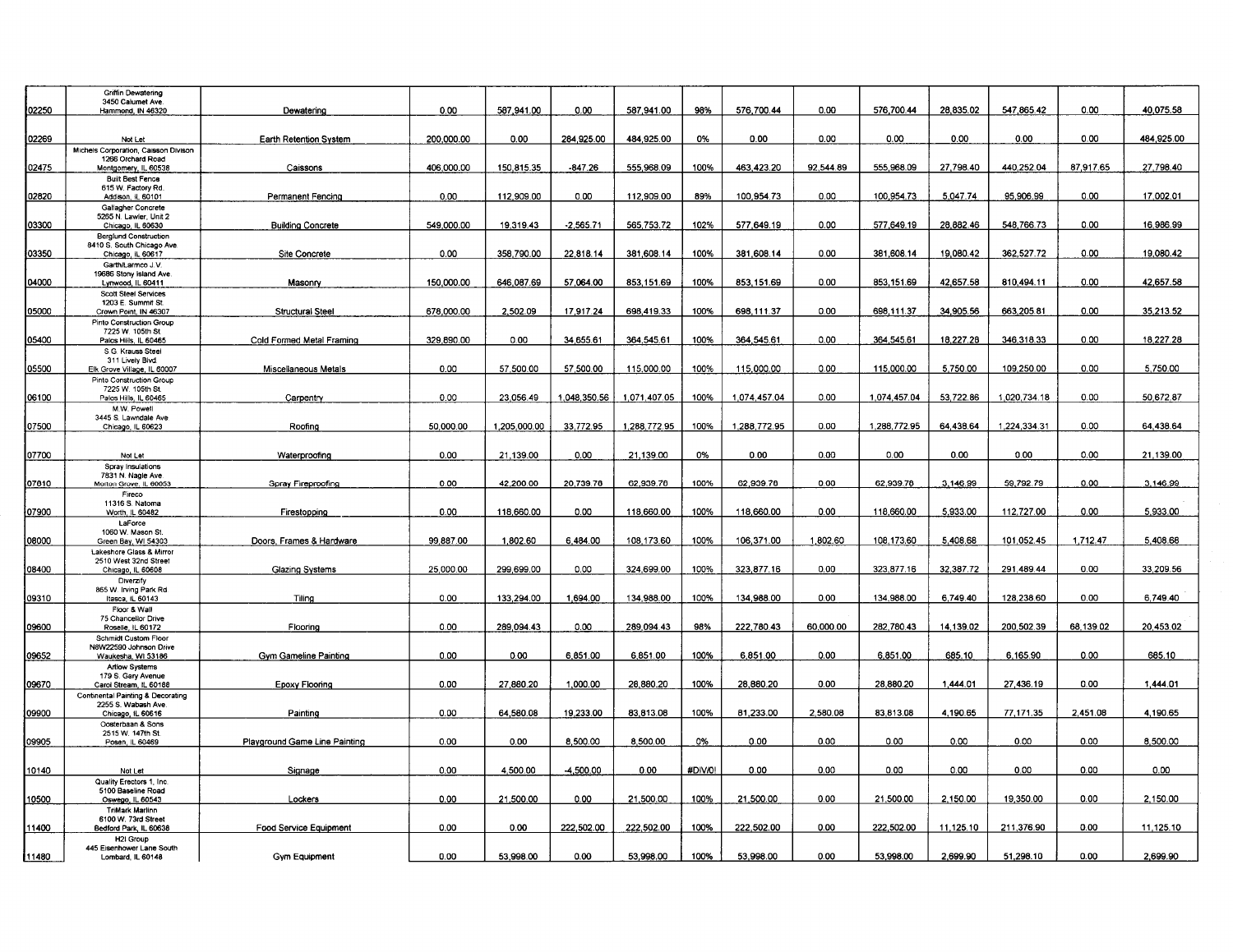| | | | | | | | | | | | | | | |
|---|---|---|---|---|---|---|---|---|---|---|---|---|---|---|
| 02250 | Griffin Dewatering<br>3450 Calumet Ave.<br>Hammond, IN 46320 | Dewatering | 0.00 | 587,941.00 | 0.00 | 587,941.00 | 98% | 576,700.44 | 0.00 | 576,700.44 | 28,835.02 | 547,865.42 | 0.00 | 40,075.58 |
| 02269 | Not Let | Earth Retention System | 200,000.00 | 0.00 | 284,925.00 | 484,925.00 | 0% | 0.00 | 0.00 | 0.00 | 0.00 | 0.00 | 0.00 | 484,925.00 |
| 02475 | Michels Corporation, Caisson Divison<br>1266 Orchard Road<br>Montgomery, IL 60538 | Caissons | 406,000.00 | 150,815.35 | -847.26 | 555,968.09 | 100% | 463,423.20 | 92,544.89 | 555,968.09 | 27,798.40 | 440,252.04 | 87,917.65 | 27,798.40 |
| 02820 | Built Best Fence<br>615 W. Factory Rd.<br>Addison, IL 60101 | Permanent Fencing | 0.00 | 112,909.00 | 0.00 | 112,909.00 | 89% | 100,954.73 | 0.00 | 100,954.73 | 5,047.74 | 95,906.99 | 0.00 | 17,002.01 |
| 03300 | Gallagher Concrete<br>5265 N. Lawler, Unit 2<br>Chicago, IL 60630 | Building Concrete | 549,000.00 | 19,319.43 | -2,565.71 | 565,753.72 | 102% | 577,649.19 | 0.00 | 577,649.19 | 28,882.46 | 548,766.73 | 0.00 | 16,986.99 |
| 03350 | Berglund Construction<br>8410 S. South Chicago Ave.<br>Chicago, IL 60617 | Site Concrete | 0.00 | 358,790.00 | 22,818.14 | 381,608.14 | 100% | 381,608.14 | 0.00 | 381,608.14 | 19,080.42 | 362,527.72 | 0.00 | 19,080.42 |
| 04000 | Garth/Larmco J.V.<br>19686 Stony Island Ave.<br>Lynwood, IL 60411 | Masonry | 150,000.00 | 646,087.69 | 57,064.00 | 853,151.69 | 100% | 853,151.69 | 0.00 | 853,151.69 | 42,657.58 | 810,494.11 | 0.00 | 42,657.58 |
| 05000 | Scott Steel Services<br>1203 E. Summit St.<br>Crown Point, IN 46307 | Structural Steel | 678,000.00 | 2,502.09 | 17,917.24 | 698,419.33 | 100% | 698,111.37 | 0.00 | 698,111.37 | 34,905.56 | 663,205.81 | 0.00 | 35,213.52 |
| 05400 | Pinto Construction Group<br>7225 W. 105th St.<br>Palos Hills, IL 60465 | Cold Formed Metal Framing | 329,890.00 | 0.00 | 34,655.61 | 364,545.61 | 100% | 364,545.61 | 0.00 | 364,545.61 | 18,227.28 | 346,318.33 | 0.00 | 18,227.28 |
| 05500 | S.G. Krauss Steel<br>311 Lively Blvd.<br>Elk Grove Village, IL 60007 | Miscellaneous Metals | 0.00 | 57,500.00 | 57,500.00 | 115,000.00 | 100% | 115,000.00 | 0.00 | 115,000.00 | 5,750.00 | 109,250.00 | 0.00 | 5,750.00 |
| 06100 | Pinto Construction Group<br>7225 W. 105th St.<br>Palos Hills, IL 60465 | Carpentry | 0.00 | 23,056.49 | 1,048,350.56 | 1,071,407.05 | 100% | 1,074,457.04 | 0.00 | 1,074,457.04 | 53,722.86 | 1,020,734.18 | 0.00 | 50,672.87 |
| 07500 | M.W. Powell<br>3445 S. Lawndale Ave.<br>Chicago, IL 60623 | Roofing | 50,000.00 | 1,205,000.00 | 33,772.95 | 1,288,772.95 | 100% | 1,288,772.95 | 0.00 | 1,288,772.95 | 64,438.64 | 1,224,334.31 | 0.00 | 64,438.64 |
| 07700 | Not Let | Waterproofing | 0.00 | 21,139.00 | 0.00 | 21,139.00 | 0% | 0.00 | 0.00 | 0.00 | 0.00 | 0.00 | 0.00 | 21,139.00 |
| 07810 | Spray Insulations<br>7831 N. Nagle Ave.<br>Morton Grove, IL 60053 | Spray Fireproofing | 0.00 | 42,200.00 | 20,739.78 | 62,939.78 | 100% | 62,939.78 | 0.00 | 62,939.78 | 3,146.99 | 59,792.79 | 0.00 | 3,146.99 |
| 07900 | Fireco<br>11316 S. Natoma<br>Worth, IL 60482 | Firestopping | 0.00 | 118,660.00 | 0.00 | 118,660.00 | 100% | 118,660.00 | 0.00 | 118,660.00 | 5,933.00 | 112,727.00 | 0.00 | 5,933.00 |
| 08000 | LaForce<br>1060 W. Mason St.<br>Green Bay, WI 54303 | Doors, Frames & Hardware | 99,887.00 | 1,802.60 | 6,484.00 | 108,173.60 | 100% | 106,371.00 | 1,802.60 | 108,173.60 | 5,408.68 | 101,052.45 | 1,712.47 | 5,408.68 |
| 08400 | Lakeshore Glass & Mirror<br>2510 West 32nd Street<br>Chicago, IL 60608 | Glazing Systems | 25,000.00 | 299,699.00 | 0.00 | 324,699.00 | 100% | 323,877.16 | 0.00 | 323,877.16 | 32,387.72 | 291,489.44 | 0.00 | 33,209.56 |
| 09310 | Diversify<br>865 W. Irving Park Rd.<br>Itasca, IL 60143 | Tiling | 0.00 | 133,294.00 | 1,694.00 | 134,988.00 | 100% | 134,988.00 | 0.00 | 134,988.00 | 6,749.40 | 128,238.60 | 0.00 | 6,749.40 |
| 09600 | Floor & Wall<br>75 Chancellor Drive<br>Roselle, IL 60172 | Flooring | 0.00 | 289,094.43 | 0.00 | 289,094.43 | 98% | 222,780.43 | 60,000.00 | 282,780.43 | 14,139.02 | 200,502.39 | 68,139.02 | 20,453.02 |
| 09652 | Schmidt Custom Floor<br>N8W22590 Johnson Drive<br>Waukesha, WI 53186 | Gym Gameline Painting | 0.00 | 0.00 | 6,851.00 | 6,851.00 | 100% | 6,851.00 | 0.00 | 6,851.00 | 685.10 | 6,165.90 | 0.00 | 685.10 |
| 09670 | Artlow Systems<br>179 S. Gary Avenue<br>Carol Stream, IL 60188 | Epoxy Flooring | 0.00 | 27,880.20 | 1,000.00 | 28,880.20 | 100% | 28,880.20 | 0.00 | 28,880.20 | 1,444.01 | 27,436.19 | 0.00 | 1,444.01 |
| 09900 | Continental Painting & Decorating<br>2255 S. Wabash Ave.<br>Chicago, IL 60616 | Painting | 0.00 | 64,580.08 | 19,233.00 | 83,813.08 | 100% | 81,233.00 | 2,580.08 | 83,813.08 | 4,190.65 | 77,171.35 | 2,451.08 | 4,190.65 |
| 09905 | Oosterbaan & Sons<br>2515 W. 147th St.<br>Posen, IL 60469 | Playground Game Line Painting | 0.00 | 0.00 | 8,500.00 | 8,500.00 | 0% | 0.00 | 0.00 | 0.00 | 0.00 | 0.00 | 0.00 | 8,500.00 |
| 10140 | Not Let | Signage | 0.00 | 4,500.00 | -4,500.00 | 0.00 | #DIV/0! | 0.00 | 0.00 | 0.00 | 0.00 | 0.00 | 0.00 | 0.00 |
| 10500 | Quality Erectors 1, Inc.<br>5100 Baseline Road<br>Oswego, IL 60543 | Lockers | 0.00 | 21,500.00 | 0.00 | 21,500.00 | 100% | 21,500.00 | 0.00 | 21,500.00 | 2,150.00 | 19,350.00 | 0.00 | 2,150.00 |
| 11400 | TriMark Marlinn<br>6100 W. 73rd Street<br>Bedford Park, IL 60638 | Food Service Equipment | 0.00 | 0.00 | 222,502.00 | 222,502.00 | 100% | 222,502.00 | 0.00 | 222,502.00 | 11,125.10 | 211,376.90 | 0.00 | 11,125.10 |
| 11480 | H2I Group<br>445 Eisenhower Lane South<br>Lombard, IL 60148 | Gym Equipment | 0.00 | 53,998.00 | 0.00 | 53,998.00 | 100% | 53,998.00 | 0.00 | 53,998.00 | 2,699.90 | 51,298.10 | 0.00 | 2,699.90 |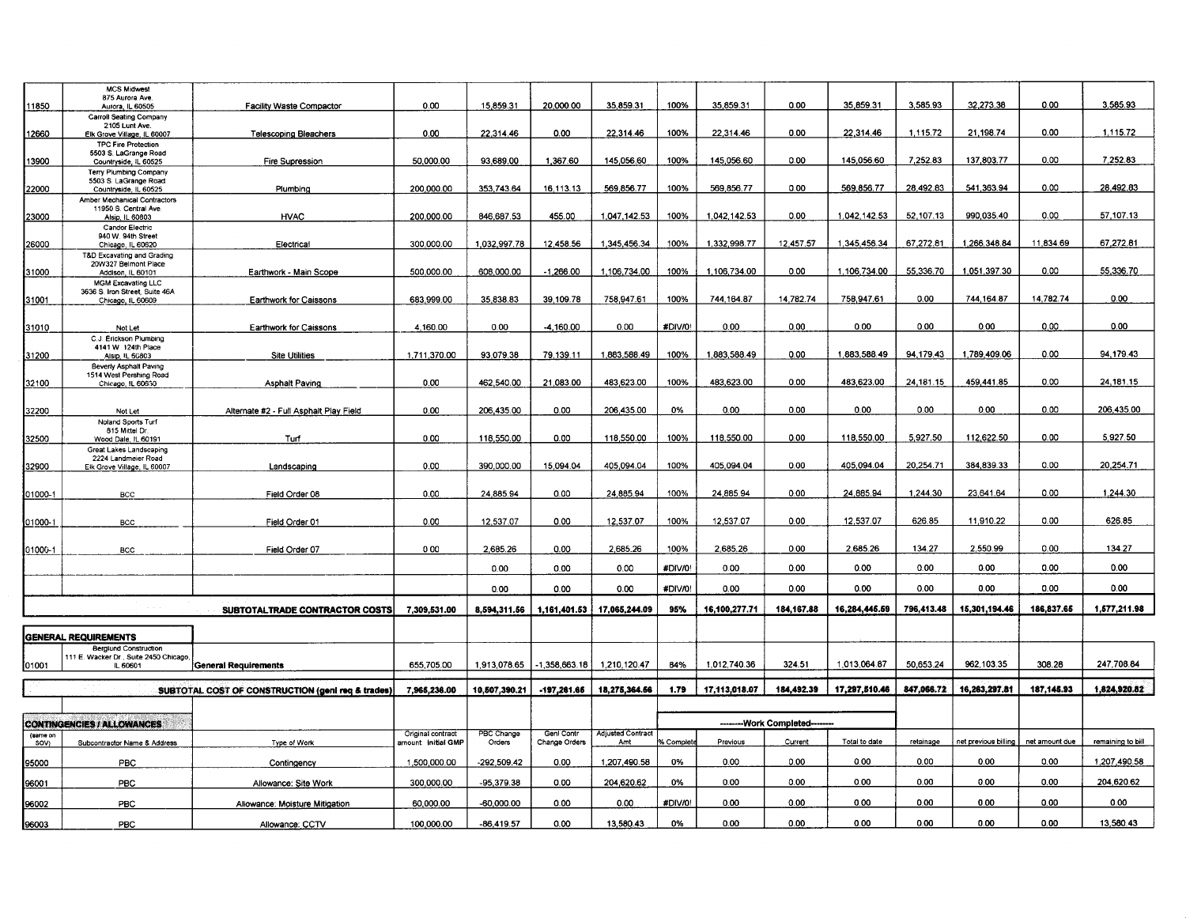| | | | | | | | | | | | | | | |
|---|---|---|---|---|---|---|---|---|---|---|---|---|---|---|
| 11850 | MCS Midwest 875 Aurora Ave. Aurora, IL 60505 | Facility Waste Compactor | 0.00 | 15,859.31 | 20,000.00 | 35,859.31 | 100% | 35,859.31 | 0.00 | 35,859.31 | 3,585.93 | 32,273.38 | 0.00 | 3,585.93 |
| 12660 | Carroll Seating Company 2105 Lunt Ave. Elk Grove Village, IL 60007 | Telescoping Bleachers | 0.00 | 22,314.46 | 0.00 | 22,314.46 | 100% | 22,314.46 | 0.00 | 22,314.46 | 1,115.72 | 21,198.74 | 0.00 | 1,115.72 |
| 13900 | TPC Fire Protection 5503 S. LaGrange Road Countryside, IL 60525 | Fire Supression | 50,000.00 | 93,689.00 | 1,367.60 | 145,056.60 | 100% | 145,056.60 | 0.00 | 145,056.60 | 7,252.83 | 137,803.77 | 0.00 | 7,252.83 |
| 22000 | Terry Plumbing Company 5503 S. LaGrange Road Countryside, IL 60525 | Plumbing | 200,000.00 | 353,743.64 | 16,113.13 | 569,856.77 | 100% | 569,856.77 | 0.00 | 569,856.77 | 28,492.83 | 541,363.94 | 0.00 | 28,492.83 |
| 23000 | Amber Mechanical Contractors 11950 S. Central Ave. Alsip, IL 60803 | HVAC | 200,000.00 | 846,687.53 | 455.00 | 1,047,142.53 | 100% | 1,042,142.53 | 0.00 | 1,042,142.53 | 52,107.13 | 990,035.40 | 0.00 | 57,107.13 |
| 26000 | Candor Electric 940 W. 94th Street Chicago, IL 60620 | Electrical | 300,000.00 | 1,032,997.78 | 12,458.56 | 1,345,456.34 | 100% | 1,332,998.77 | 12,457.57 | 1,345,456.34 | 67,272.81 | 1,266,348.84 | 11,834.69 | 67,272.81 |
| 31000 | T&D Excavating and Grading 20W327 Belmont Place Addison, IL 60101 | Earthwork - Main Scope | 500,000.00 | 608,000.00 | -1,266.00 | 1,106,734.00 | 100% | 1,106,734.00 | 0.00 | 1,106,734.00 | 55,336.70 | 1,051,397.30 | 0.00 | 55,336.70 |
| 31001 | MGM Excavating LLC 3636 S. Iron Street, Suite 46A Chicago, IL 60609 | Earthwork for Caissons | 683,999.00 | 35,838.83 | 39,109.78 | 758,947.61 | 100% | 744,164.87 | 14,782.74 | 758,947.61 | 0.00 | 744,164.87 | 14,782.74 | 0.00 |
| 31010 | Not Let | Earthwork for Caissons | 4,160.00 | 0.00 | -4,160.00 | 0.00 | #DIV/0! | 0.00 | 0.00 | 0.00 | 0.00 | 0.00 | 0.00 | 0.00 |
| 31200 | C.J. Erickson Plumbing 4141 W. 124th Place Alsip, IL 60803 | Site Utilities | 1,711,370.00 | 93,079.38 | 79,139.11 | 1,883,588.49 | 100% | 1,883,588.49 | 0.00 | 1,883,588.49 | 94,179.43 | 1,789,409.06 | 0.00 | 94,179.43 |
| 32100 | Beverly Asphalt Paving 1514 West Pershing Road Chicago, IL 60630 | Asphalt Paving | 0.00 | 462,540.00 | 21,083.00 | 483,623.00 | 100% | 483,623.00 | 0.00 | 483,623.00 | 24,181.15 | 459,441.85 | 0.00 | 24,181.15 |
| 32200 | Not Let | Alternate #2 - Full Asphalt Play Field | 0.00 | 206,435.00 | 0.00 | 206,435.00 | 0% | 0.00 | 0.00 | 0.00 | 0.00 | 0.00 | 0.00 | 206,435.00 |
| 32500 | Noland Sports Turf 815 Mittel Dr. Wood Dale, IL 60191 | Turf | 0.00 | 118,550.00 | 0.00 | 118,550.00 | 100% | 118,550.00 | 0.00 | 118,550.00 | 5,927.50 | 112,622.50 | 0.00 | 5,927.50 |
| 32900 | Great Lakes Landscaping 2224 Landmeier Road Elk Grove Village, IL 60007 | Landscaping | 0.00 | 390,000.00 | 15,094.04 | 405,094.04 | 100% | 405,094.04 | 0.00 | 405,094.04 | 20,254.71 | 384,839.33 | 0.00 | 20,254.71 |
| 01000-1 | BCC | Field Order 08 | 0.00 | 24,885.94 | 0.00 | 24,885.94 | 100% | 24,885.94 | 0.00 | 24,885.94 | 1,244.30 | 23,641.64 | 0.00 | 1,244.30 |
| 01000-1 | BCC | Field Order 01 | 0.00 | 12,537.07 | 0.00 | 12,537.07 | 100% | 12,537.07 | 0.00 | 12,537.07 | 626.85 | 11,910.22 | 0.00 | 626.85 |
| 01000-1 | BCC | Field Order 07 | 0.00 | 2,685.26 | 0.00 | 2,685.26 | 100% | 2,685.26 | 0.00 | 2,685.26 | 134.27 | 2,550.99 | 0.00 | 134.27 |
| | | | | 0.00 | 0.00 | 0.00 | #DIV/0! | 0.00 | 0.00 | 0.00 | 0.00 | 0.00 | 0.00 | 0.00 |
| | | | | 0.00 | 0.00 | 0.00 | #DIV/0! | 0.00 | 0.00 | 0.00 | 0.00 | 0.00 | 0.00 | 0.00 |
| | | **SUBTOTALTRADE CONTRACTOR COSTS** | **7,309,531.00** | **8,594,311.56** | **1,161,401.53** | **17,065,244.09** | **95%** | **16,100,277.71** | **184,167.88** | **16,284,445.59** | **796,413.48** | **15,301,194.46** | **186,837.65** | **1,577,211.98** |

**GENERAL REQUIREMENTS**

| | | | | | | | | | | | | | | |
|---|---|---|---|---|---|---|---|---|---|---|---|---|---|---|
| 01001 | Berglund Construction 111 E. Wacker Dr., Suite 2450 Chicago, IL 60601 | General Requirements | 655,705.00 | 1,913,078.65 | -1,358,663.18 | 1,210,120.47 | 84% | 1,012,740.36 | 324.51 | 1,013,064.87 | 50,653.24 | 962,103.35 | 308.28 | 247,708.84 |
| | | **SUBTOTAL COST OF CONSTRUCTION (genl req & trades)** | **7,965,236.00** | **10,507,390.21** | **-197,261.65** | **18,275,364.56** | **1.79** | **17,113,018.07** | **184,492.39** | **17,297,510.46** | **847,066.72** | **16,263,297.81** | **187,145.93** | **1,824,920.82** |

**CONTINGENCIES / ALLOWANCES**

| (same on SOV) | Subcontractor Name & Address | Type of Work | Original contract amount Initial GMP | PBC Change Orders | Genl Contr Change Orders | Adjusted Contract Amt | --------Work Completed-------- % Complete | Previous | Current | Total to date | retainage | net previous billing | net amount due | remaining to bill |
|---|---|---|---|---|---|---|---|---|---|---|---|---|---|---|
| 95000 | PBC | Contingency | 1,500,000.00 | -292,509.42 | 0.00 | 1,207,490.58 | 0% | 0.00 | 0.00 | 0.00 | 0.00 | 0.00 | 0.00 | 1,207,490.58 |
| 96001 | PBC | Allowance: Site Work | 300,000.00 | -95,379.38 | 0.00 | 204,620.62 | 0% | 0.00 | 0.00 | 0.00 | 0.00 | 0.00 | 0.00 | 204,620.62 |
| 96002 | PBC | Allowance: Moisture Mitigation | 60,000.00 | -60,000.00 | 0.00 | 0.00 | #DIV/0! | 0.00 | 0.00 | 0.00 | 0.00 | 0.00 | 0.00 | 0.00 |
| 96003 | PBC | Allowance: CCTV | 100,000.00 | -86,419.57 | 0.00 | 13,580.43 | 0% | 0.00 | 0.00 | 0.00 | 0.00 | 0.00 | 0.00 | 13,580.43 |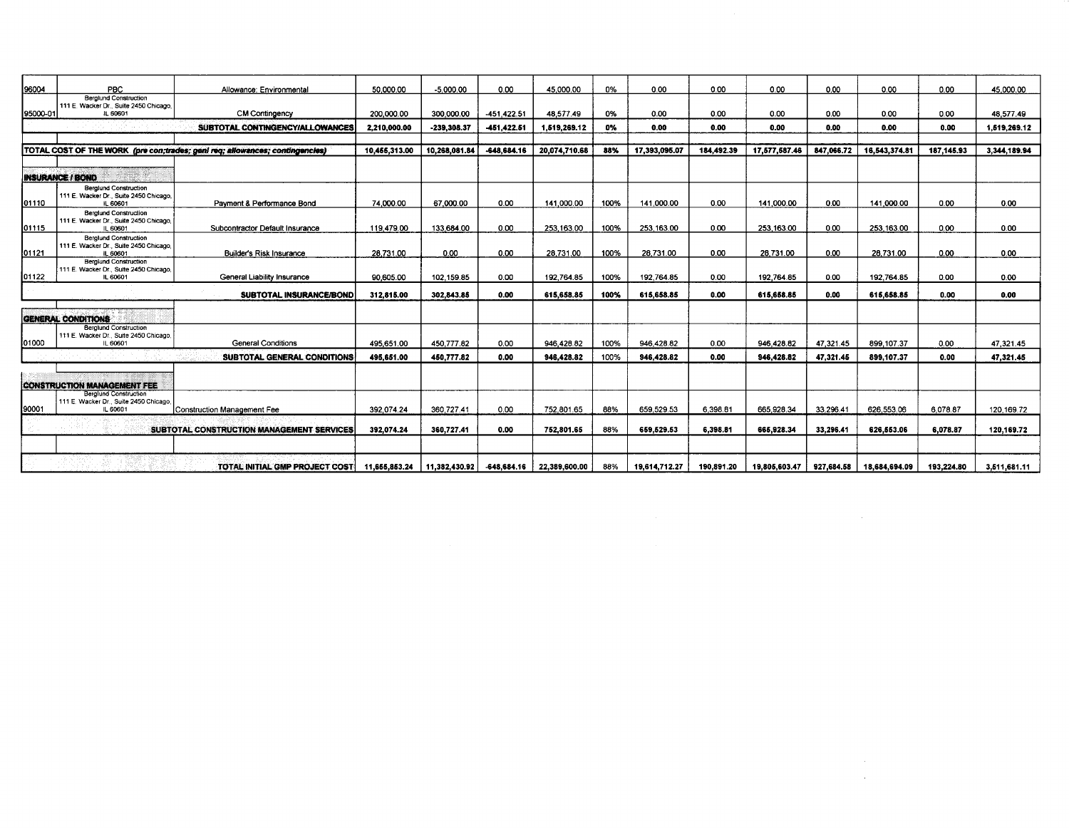| | | | | | | | | | | | | | | |
|---|---|---|---|---|---|---|---|---|---|---|---|---|---|---|
| 96004 | PBC | Allowance: Environmental | 50,000.00 | -5,000.00 | 0.00 | 45,000.00 | 0% | 0.00 | 0.00 | 0.00 | 0.00 | 0.00 | 0.00 | 45,000.00 |
| 95000-01 | Berglund Construction 111 E. Wacker Dr., Suite 2450 Chicago, IL 60601 | CM Contingency | 200,000.00 | 300,000.00 | -451,422.51 | 48,577.49 | 0% | 0.00 | 0.00 | 0.00 | 0.00 | 0.00 | 0.00 | 48,577.49 |
| | | **SUBTOTAL CONTINGENCY/ALLOWANCES** | **2,210,000.00** | **-239,308.37** | **-451,422.51** | **1,519,269.12** | **0%** | **0.00** | **0.00** | **0.00** | **0.00** | **0.00** | **0.00** | **1,519,269.12** |
| | | | | | | | | | | | | | | |
| **TOTAL COST OF THE WORK** *(pre con;trades; genl req; allowances; contingencies)* | | | **10,455,313.00** | **10,268,081.84** | **-648,684.16** | **20,074,710.68** | **88%** | **17,393,095.07** | **184,492.39** | **17,577,587.46** | **847,066.72** | **16,543,374.81** | **187,145.93** | **3,344,189.94** |
| **INSURANCE / BOND** | | | | | | | | | | | | | | |
| 01110 | Berglund Construction 111 E. Wacker Dr., Suite 2450 Chicago, IL 60601 | Payment & Performance Bond | 74,000.00 | 67,000.00 | 0.00 | 141,000.00 | 100% | 141,000.00 | 0.00 | 141,000.00 | 0.00 | 141,000.00 | 0.00 | 0.00 |
| 01115 | Berglund Construction 111 E. Wacker Dr., Suite 2450 Chicago, IL 60601 | Subcontractor Default Insurance | 119,479.00 | 133,684.00 | 0.00 | 253,163.00 | 100% | 253,163.00 | 0.00 | 253,163.00 | 0.00 | 253,163.00 | 0.00 | 0.00 |
| 01121 | Berglund Construction 111 E. Wacker Dr., Suite 2450 Chicago, IL 60601 | Builder's Risk Insurance | 28,731.00 | 0.00 | 0.00 | 28,731.00 | 100% | 28,731.00 | 0.00 | 28,731.00 | 0.00 | 28,731.00 | 0.00 | 0.00 |
| 01122 | Berglund Construction 111 E. Wacker Dr., Suite 2450 Chicago, IL 60601 | General Liability Insurance | 90,605.00 | 102,159.85 | 0.00 | 192,764.85 | 100% | 192,764.85 | 0.00 | 192,764.85 | 0.00 | 192,764.85 | 0.00 | 0.00 |
| | | **SUBTOTAL INSURANCE/BOND** | **312,815.00** | **302,843.85** | **0.00** | **615,658.85** | **100%** | **615,658.85** | **0.00** | **615,658.85** | **0.00** | **615,658.85** | **0.00** | **0.00** |
| **GENERAL CONDITIONS** | | | | | | | | | | | | | | |
| 01000 | Berglund Construction 111 E. Wacker Dr., Suite 2450 Chicago, IL 60601 | General Conditions | 495,651.00 | 450,777.82 | 0.00 | 946,428.82 | 100% | 946,428.82 | 0.00 | 946,428.82 | 47,321.45 | 899,107.37 | 0.00 | 47,321.45 |
| | | **SUBTOTAL GENERAL CONDITIONS** | **495,651.00** | **450,777.82** | **0.00** | **946,428.82** | 100% | **946,428.82** | **0.00** | **946,428.82** | **47,321.45** | **899,107.37** | **0.00** | **47,321.45** |
| **CONSTRUCTION MANAGEMENT FEE** | | | | | | | | | | | | | | |
| 90001 | Berglund Construction 111 E. Wacker Dr., Suite 2450 Chicago, IL 60601 | Construction Management Fee | 392,074.24 | 360,727.41 | 0.00 | 752,801.65 | 88% | 659,529.53 | 6,398.81 | 665,928.34 | 33,296.41 | 626,553.06 | 6,078.87 | 120,169.72 |
| | | **SUBTOTAL CONSTRUCTION MANAGEMENT SERVICES** | **392,074.24** | **360,727.41** | **0.00** | **752,801.65** | **88%** | **659,529.53** | **6,398.81** | **665,928.34** | **33,296.41** | **626,553.06** | **6,078.87** | **120,169.72** |
| | | | | | | | | | | | | | | |
| | | **TOTAL INITIAL GMP PROJECT COST** | **11,655,853.24** | **11,382,430.92** | **-648,684.16** | **22,389,600.00** | **88%** | **19,614,712.27** | **190,891.20** | **19,805,603.47** | **927,684.58** | **18,684,694.09** | **193,224.80** | **3,511,681.11** |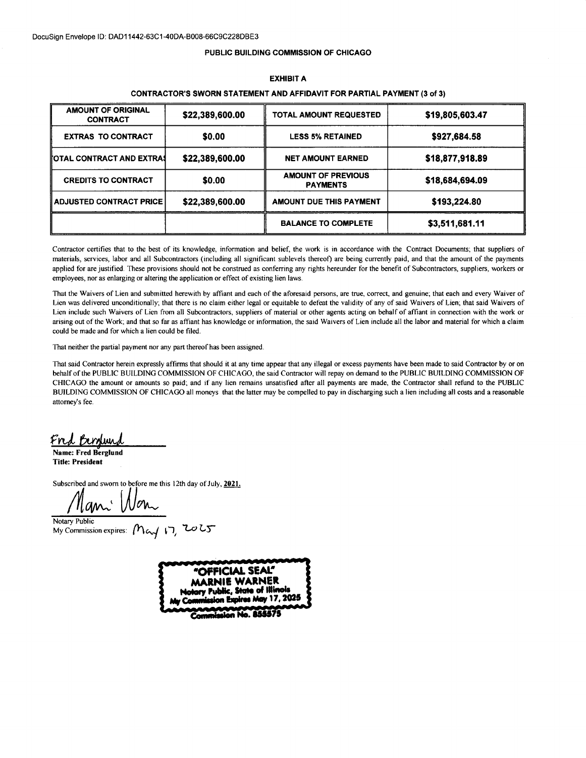DocuSign Envelope ID: DAD11442-63C1-40DA-B008-66C9C228DBE3

**PUBLIC BUILDING COMMISSION OF CHICAGO**

**EXHIBIT A**

**CONTRACTOR'S SWORN STATEMENT AND AFFIDAVIT FOR PARTIAL PAYMENT (3 of 3)**

| | | | |
|---|---|---|---|
| **AMOUNT OF ORIGINAL CONTRACT** | **$22,389,600.00** | **TOTAL AMOUNT REQUESTED** | **$19,805,603.47** |
| **EXTRAS TO CONTRACT** | **$0.00** | **LESS 5% RETAINED** | **$927,684.58** |
| **TOTAL CONTRACT AND EXTRAS** | **$22,389,600.00** | **NET AMOUNT EARNED** | **$18,877,918.89** |
| **CREDITS TO CONTRACT** | **$0.00** | **AMOUNT OF PREVIOUS PAYMENTS** | **$18,684,694.09** |
| **ADJUSTED CONTRACT PRICE** | **$22,389,600.00** | **AMOUNT DUE THIS PAYMENT** | **$193,224.80** |
| | | **BALANCE TO COMPLETE** | **$3,511,681.11** |

Contractor certifies that to the best of its knowledge, information and belief, the work is in accordance with the Contract Documents; that suppliers of materials, services, labor and all Subcontractors (including all significant sublevels thereof) are being currently paid, and that the amount of the payments applied for are justified. These provisions should not be construed as conferring any rights hereunder for the benefit of Subcontractors, suppliers, workers or employees, nor as enlarging or altering the application or effect of existing lien laws.

That the Waivers of Lien and submitted herewith by affiant and each of the aforesaid persons, are true, correct, and genuine; that each and every Waiver of Lien was delivered unconditionally; that there is no claim either legal or equitable to defeat the validity of any of said Waivers of Lien; that said Waivers of Lien include such Waivers of Lien from all Subcontractors, suppliers of material or other agents acting on behalf of affiant in connection with the work or arising out of the Work; and that so far as affiant has knowledge or information, the said Waivers of Lien include all the labor and material for which a claim could be made and for which a lien could be filed.

That neither the partial payment nor any part thereof has been assigned.

That said Contractor herein expressly affirms that should it at any time appear that any illegal or excess payments have been made to said Contractor by or on behalf of the PUBLIC BUILDING COMMISSION OF CHICAGO, the said Contractor will repay on demand to the PUBLIC BUILDING COMMISSION OF CHICAGO the amount or amounts so paid; and if any lien remains unsatisfied after all payments are made, the Contractor shall refund to the PUBLIC BUILDING COMMISSION OF CHICAGO all moneys that the latter may be compelled to pay in discharging such a lien including all costs and a reasonable attorney's fee.

Fred Berglund

**Name: Fred Berglund**
**Title: President**

Subscribed and sworn to before me this 12th day of July, **2021.**

Marni Warner

Notary Public
My Commission expires: May 17, 2025

"OFFICIAL SEAL"
MARNIE WARNER
Notary Public, State of Illinois
My Commission Expires May 17, 2025
Commission No. 855575